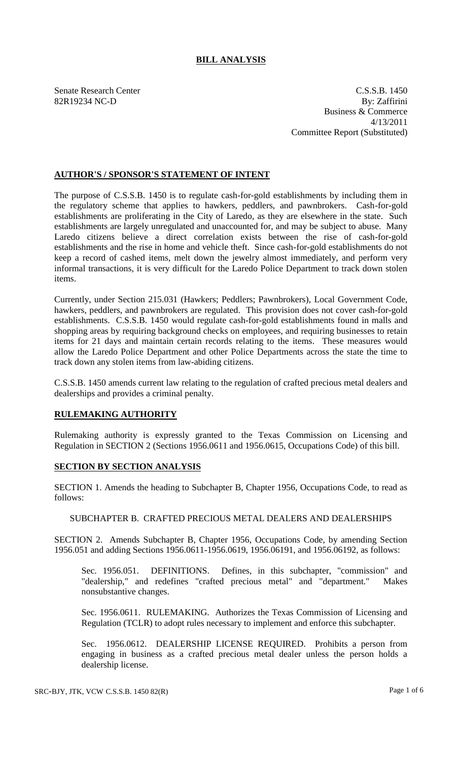# BILL ANALYSIS

Senate Research Center
82R19234 NC-D

C.S.S.B. 1450
By: Zaffirini
Business & Commerce
4/13/2011
Committee Report (Substituted)

## AUTHOR'S / SPONSOR'S STATEMENT OF INTENT

The purpose of C.S.S.B. 1450 is to regulate cash-for-gold establishments by including them in the regulatory scheme that applies to hawkers, peddlers, and pawnbrokers. Cash-for-gold establishments are proliferating in the City of Laredo, as they are elsewhere in the state. Such establishments are largely unregulated and unaccounted for, and may be subject to abuse. Many Laredo citizens believe a direct correlation exists between the rise of cash-for-gold establishments and the rise in home and vehicle theft. Since cash-for-gold establishments do not keep a record of cashed items, melt down the jewelry almost immediately, and perform very informal transactions, it is very difficult for the Laredo Police Department to track down stolen items.

Currently, under Section 215.031 (Hawkers; Peddlers; Pawnbrokers), Local Government Code, hawkers, peddlers, and pawnbrokers are regulated. This provision does not cover cash-for-gold establishments. C.S.S.B. 1450 would regulate cash-for-gold establishments found in malls and shopping areas by requiring background checks on employees, and requiring businesses to retain items for 21 days and maintain certain records relating to the items. These measures would allow the Laredo Police Department and other Police Departments across the state the time to track down any stolen items from law-abiding citizens.

C.S.S.B. 1450 amends current law relating to the regulation of crafted precious metal dealers and dealerships and provides a criminal penalty.

## RULEMAKING AUTHORITY

Rulemaking authority is expressly granted to the Texas Commission on Licensing and Regulation in SECTION 2 (Sections 1956.0611 and 1956.0615, Occupations Code) of this bill.

## SECTION BY SECTION ANALYSIS

SECTION 1. Amends the heading to Subchapter B, Chapter 1956, Occupations Code, to read as follows:

SUBCHAPTER B. CRAFTED PRECIOUS METAL DEALERS AND DEALERSHIPS

SECTION 2. Amends Subchapter B, Chapter 1956, Occupations Code, by amending Section 1956.051 and adding Sections 1956.0611-1956.0619, 1956.06191, and 1956.06192, as follows:

Sec. 1956.051. DEFINITIONS. Defines, in this subchapter, "commission" and "dealership," and redefines "crafted precious metal" and "department." Makes nonsubstantive changes.

Sec. 1956.0611. RULEMAKING. Authorizes the Texas Commission of Licensing and Regulation (TCLR) to adopt rules necessary to implement and enforce this subchapter.

Sec. 1956.0612. DEALERSHIP LICENSE REQUIRED. Prohibits a person from engaging in business as a crafted precious metal dealer unless the person holds a dealership license.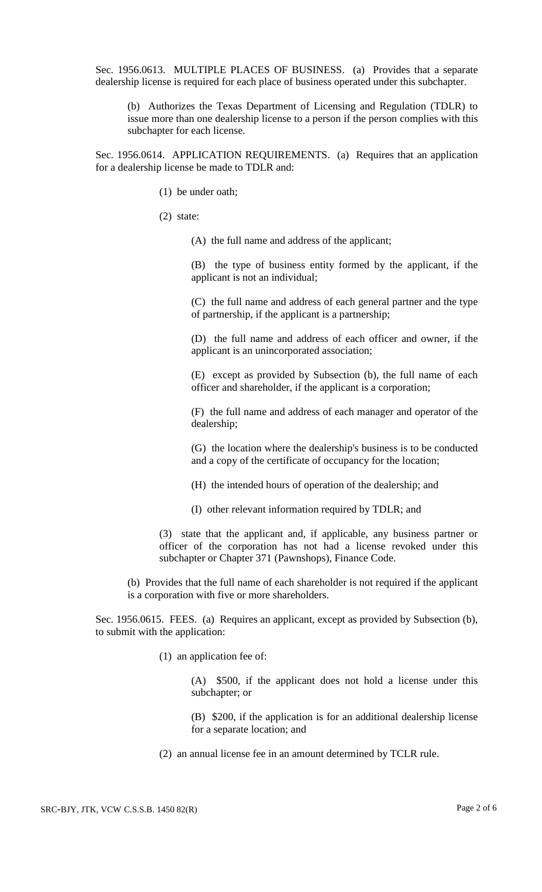Sec. 1956.0613. MULTIPLE PLACES OF BUSINESS. (a) Provides that a separate dealership license is required for each place of business operated under this subchapter.

(b) Authorizes the Texas Department of Licensing and Regulation (TDLR) to issue more than one dealership license to a person if the person complies with this subchapter for each license.

Sec. 1956.0614. APPLICATION REQUIREMENTS. (a) Requires that an application for a dealership license be made to TDLR and:

(1) be under oath;

(2) state:

(A) the full name and address of the applicant;

(B) the type of business entity formed by the applicant, if the applicant is not an individual;

(C) the full name and address of each general partner and the type of partnership, if the applicant is a partnership;

(D) the full name and address of each officer and owner, if the applicant is an unincorporated association;

(E) except as provided by Subsection (b), the full name of each officer and shareholder, if the applicant is a corporation;

(F) the full name and address of each manager and operator of the dealership;

(G) the location where the dealership's business is to be conducted and a copy of the certificate of occupancy for the location;

(H) the intended hours of operation of the dealership; and

(I) other relevant information required by TDLR; and

(3) state that the applicant and, if applicable, any business partner or officer of the corporation has not had a license revoked under this subchapter or Chapter 371 (Pawnshops), Finance Code.

(b) Provides that the full name of each shareholder is not required if the applicant is a corporation with five or more shareholders.

Sec. 1956.0615. FEES. (a) Requires an applicant, except as provided by Subsection (b), to submit with the application:

(1) an application fee of:

(A) \$500, if the applicant does not hold a license under this subchapter; or

(B) \$200, if the application is for an additional dealership license for a separate location; and

(2) an annual license fee in an amount determined by TCLR rule.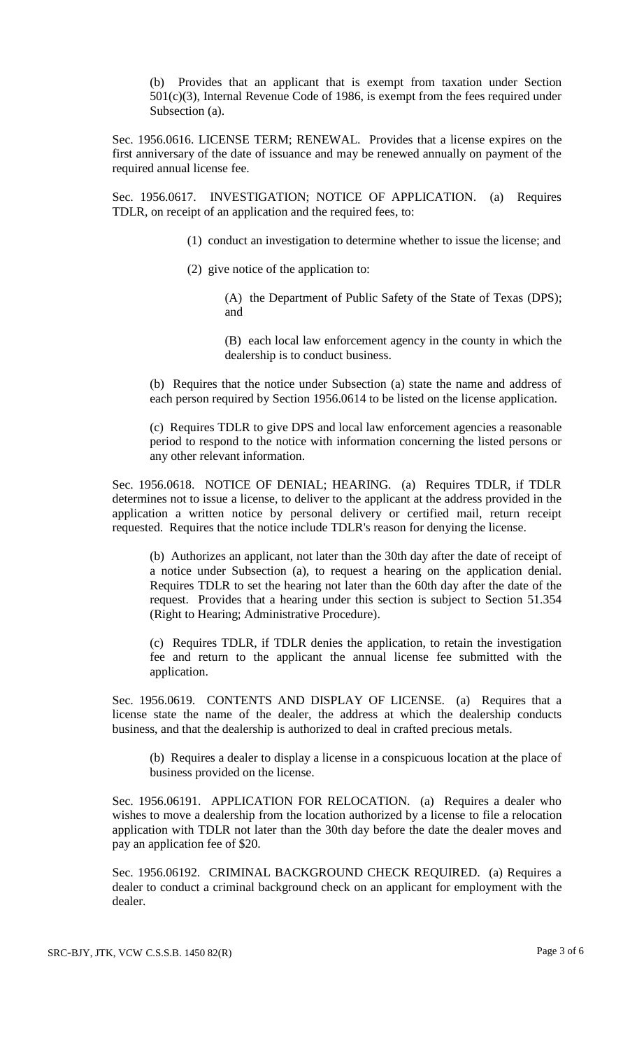(b) Provides that an applicant that is exempt from taxation under Section 501(c)(3), Internal Revenue Code of 1986, is exempt from the fees required under Subsection (a).

Sec. 1956.0616. LICENSE TERM; RENEWAL. Provides that a license expires on the first anniversary of the date of issuance and may be renewed annually on payment of the required annual license fee.

Sec. 1956.0617. INVESTIGATION; NOTICE OF APPLICATION. (a) Requires TDLR, on receipt of an application and the required fees, to:

(1) conduct an investigation to determine whether to issue the license; and

(2) give notice of the application to:

(A) the Department of Public Safety of the State of Texas (DPS); and

(B) each local law enforcement agency in the county in which the dealership is to conduct business.

(b) Requires that the notice under Subsection (a) state the name and address of each person required by Section 1956.0614 to be listed on the license application.

(c) Requires TDLR to give DPS and local law enforcement agencies a reasonable period to respond to the notice with information concerning the listed persons or any other relevant information.

Sec. 1956.0618. NOTICE OF DENIAL; HEARING. (a) Requires TDLR, if TDLR determines not to issue a license, to deliver to the applicant at the address provided in the application a written notice by personal delivery or certified mail, return receipt requested. Requires that the notice include TDLR's reason for denying the license.

(b) Authorizes an applicant, not later than the 30th day after the date of receipt of a notice under Subsection (a), to request a hearing on the application denial. Requires TDLR to set the hearing not later than the 60th day after the date of the request. Provides that a hearing under this section is subject to Section 51.354 (Right to Hearing; Administrative Procedure).

(c) Requires TDLR, if TDLR denies the application, to retain the investigation fee and return to the applicant the annual license fee submitted with the application.

Sec. 1956.0619. CONTENTS AND DISPLAY OF LICENSE. (a) Requires that a license state the name of the dealer, the address at which the dealership conducts business, and that the dealership is authorized to deal in crafted precious metals.

(b) Requires a dealer to display a license in a conspicuous location at the place of business provided on the license.

Sec. 1956.06191. APPLICATION FOR RELOCATION. (a) Requires a dealer who wishes to move a dealership from the location authorized by a license to file a relocation application with TDLR not later than the 30th day before the date the dealer moves and pay an application fee of $20.

Sec. 1956.06192. CRIMINAL BACKGROUND CHECK REQUIRED. (a) Requires a dealer to conduct a criminal background check on an applicant for employment with the dealer.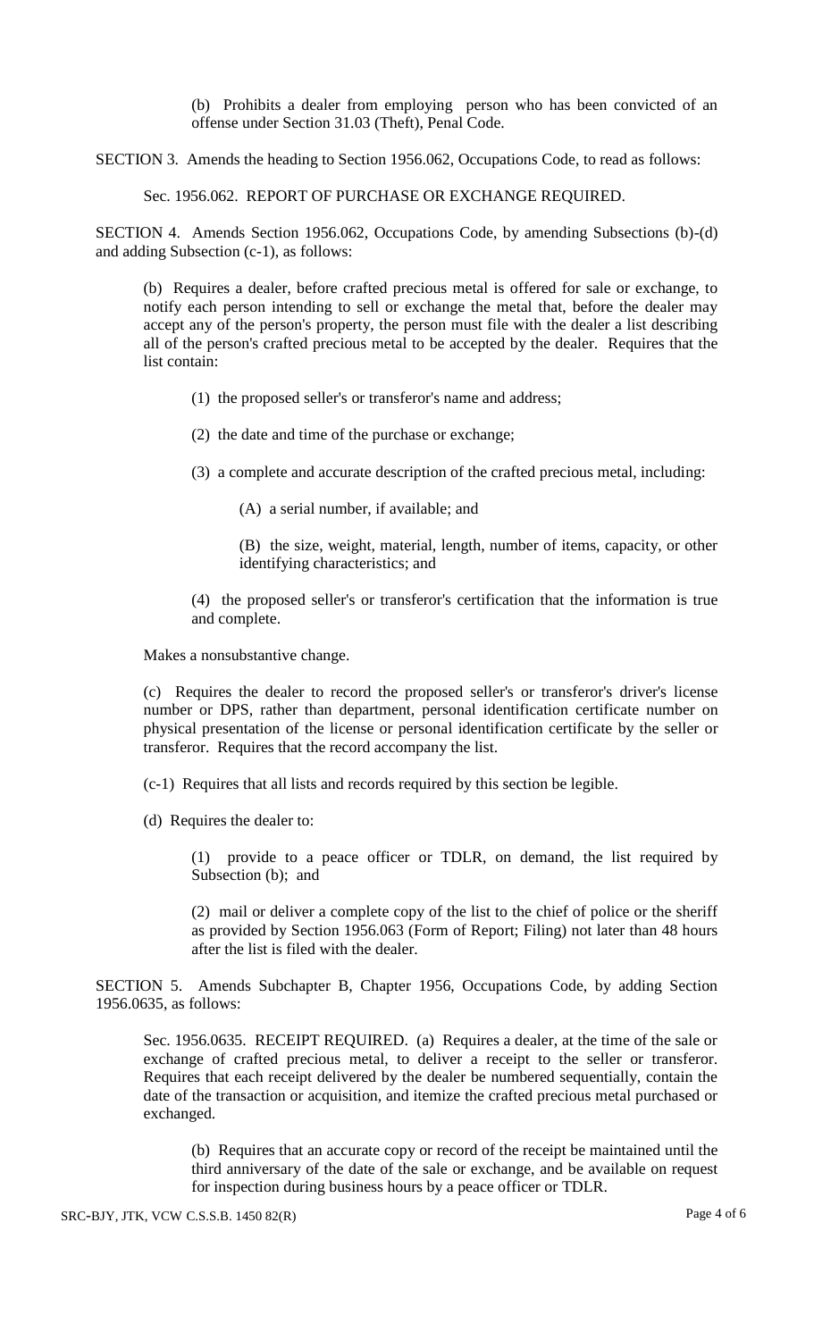(b) Prohibits a dealer from employing person who has been convicted of an offense under Section 31.03 (Theft), Penal Code.

SECTION 3. Amends the heading to Section 1956.062, Occupations Code, to read as follows:

Sec. 1956.062. REPORT OF PURCHASE OR EXCHANGE REQUIRED.

SECTION 4. Amends Section 1956.062, Occupations Code, by amending Subsections (b)-(d) and adding Subsection (c-1), as follows:

(b) Requires a dealer, before crafted precious metal is offered for sale or exchange, to notify each person intending to sell or exchange the metal that, before the dealer may accept any of the person's property, the person must file with the dealer a list describing all of the person's crafted precious metal to be accepted by the dealer. Requires that the list contain:

(1) the proposed seller's or transferor's name and address;

(2) the date and time of the purchase or exchange;

(3) a complete and accurate description of the crafted precious metal, including:

(A) a serial number, if available; and

(B) the size, weight, material, length, number of items, capacity, or other identifying characteristics; and

(4) the proposed seller's or transferor's certification that the information is true and complete.

Makes a nonsubstantive change.

(c) Requires the dealer to record the proposed seller's or transferor's driver's license number or DPS, rather than department, personal identification certificate number on physical presentation of the license or personal identification certificate by the seller or transferor. Requires that the record accompany the list.

(c-1) Requires that all lists and records required by this section be legible.

(d) Requires the dealer to:

(1) provide to a peace officer or TDLR, on demand, the list required by Subsection (b); and

(2) mail or deliver a complete copy of the list to the chief of police or the sheriff as provided by Section 1956.063 (Form of Report; Filing) not later than 48 hours after the list is filed with the dealer.

SECTION 5. Amends Subchapter B, Chapter 1956, Occupations Code, by adding Section 1956.0635, as follows:

Sec. 1956.0635. RECEIPT REQUIRED. (a) Requires a dealer, at the time of the sale or exchange of crafted precious metal, to deliver a receipt to the seller or transferor. Requires that each receipt delivered by the dealer be numbered sequentially, contain the date of the transaction or acquisition, and itemize the crafted precious metal purchased or exchanged.

(b) Requires that an accurate copy or record of the receipt be maintained until the third anniversary of the date of the sale or exchange, and be available on request for inspection during business hours by a peace officer or TDLR.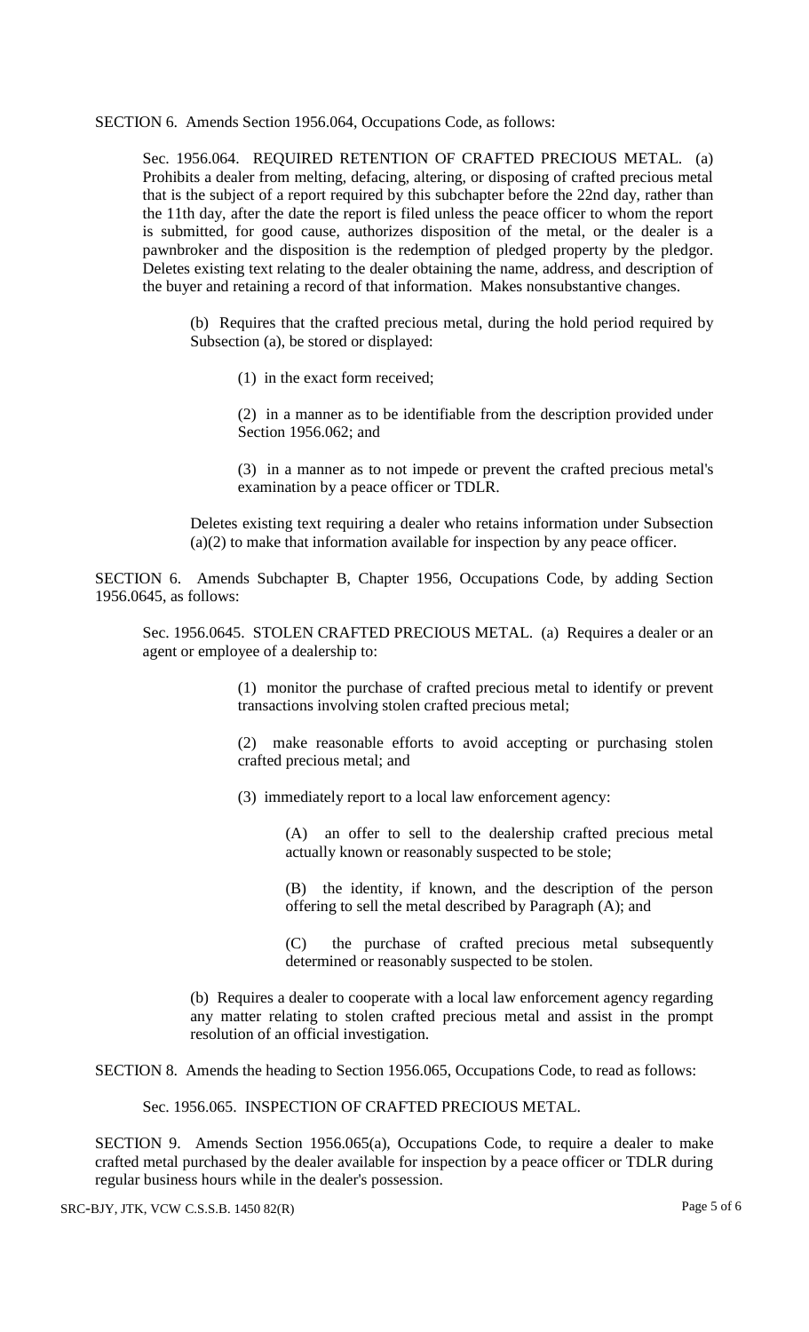SECTION 6. Amends Section 1956.064, Occupations Code, as follows:

Sec. 1956.064. REQUIRED RETENTION OF CRAFTED PRECIOUS METAL. (a) Prohibits a dealer from melting, defacing, altering, or disposing of crafted precious metal that is the subject of a report required by this subchapter before the 22nd day, rather than the 11th day, after the date the report is filed unless the peace officer to whom the report is submitted, for good cause, authorizes disposition of the metal, or the dealer is a pawnbroker and the disposition is the redemption of pledged property by the pledgor. Deletes existing text relating to the dealer obtaining the name, address, and description of the buyer and retaining a record of that information. Makes nonsubstantive changes.

(b) Requires that the crafted precious metal, during the hold period required by Subsection (a), be stored or displayed:

(1) in the exact form received;

(2) in a manner as to be identifiable from the description provided under Section 1956.062; and

(3) in a manner as to not impede or prevent the crafted precious metal's examination by a peace officer or TDLR.

Deletes existing text requiring a dealer who retains information under Subsection (a)(2) to make that information available for inspection by any peace officer.

SECTION 6. Amends Subchapter B, Chapter 1956, Occupations Code, by adding Section 1956.0645, as follows:

Sec. 1956.0645. STOLEN CRAFTED PRECIOUS METAL. (a) Requires a dealer or an agent or employee of a dealership to:

(1) monitor the purchase of crafted precious metal to identify or prevent transactions involving stolen crafted precious metal;

(2) make reasonable efforts to avoid accepting or purchasing stolen crafted precious metal; and

(3) immediately report to a local law enforcement agency:

(A) an offer to sell to the dealership crafted precious metal actually known or reasonably suspected to be stole;

(B) the identity, if known, and the description of the person offering to sell the metal described by Paragraph (A); and

(C) the purchase of crafted precious metal subsequently determined or reasonably suspected to be stolen.

(b) Requires a dealer to cooperate with a local law enforcement agency regarding any matter relating to stolen crafted precious metal and assist in the prompt resolution of an official investigation.

SECTION 8. Amends the heading to Section 1956.065, Occupations Code, to read as follows:

Sec. 1956.065. INSPECTION OF CRAFTED PRECIOUS METAL.

SECTION 9. Amends Section 1956.065(a), Occupations Code, to require a dealer to make crafted metal purchased by the dealer available for inspection by a peace officer or TDLR during regular business hours while in the dealer's possession.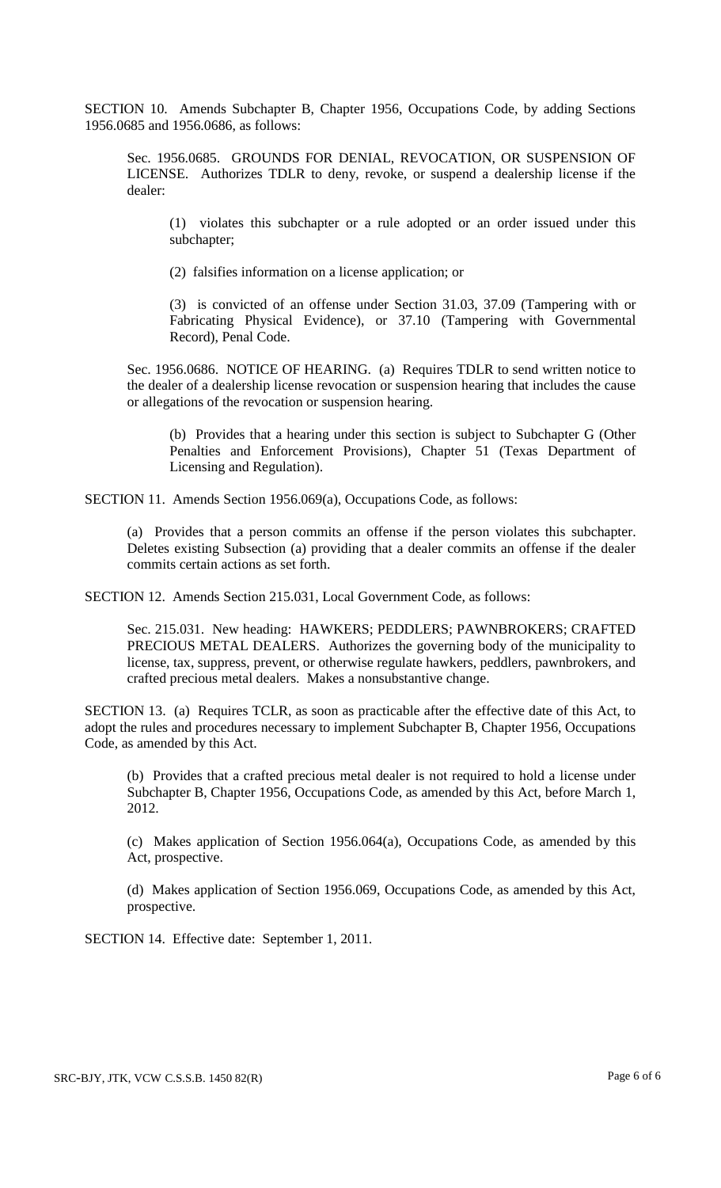SECTION 10. Amends Subchapter B, Chapter 1956, Occupations Code, by adding Sections 1956.0685 and 1956.0686, as follows:

Sec. 1956.0685. GROUNDS FOR DENIAL, REVOCATION, OR SUSPENSION OF LICENSE. Authorizes TDLR to deny, revoke, or suspend a dealership license if the dealer:

(1) violates this subchapter or a rule adopted or an order issued under this subchapter;

(2) falsifies information on a license application; or

(3) is convicted of an offense under Section 31.03, 37.09 (Tampering with or Fabricating Physical Evidence), or 37.10 (Tampering with Governmental Record), Penal Code.

Sec. 1956.0686. NOTICE OF HEARING. (a) Requires TDLR to send written notice to the dealer of a dealership license revocation or suspension hearing that includes the cause or allegations of the revocation or suspension hearing.

(b) Provides that a hearing under this section is subject to Subchapter G (Other Penalties and Enforcement Provisions), Chapter 51 (Texas Department of Licensing and Regulation).

SECTION 11. Amends Section 1956.069(a), Occupations Code, as follows:

(a) Provides that a person commits an offense if the person violates this subchapter. Deletes existing Subsection (a) providing that a dealer commits an offense if the dealer commits certain actions as set forth.

SECTION 12. Amends Section 215.031, Local Government Code, as follows:

Sec. 215.031. New heading: HAWKERS; PEDDLERS; PAWNBROKERS; CRAFTED PRECIOUS METAL DEALERS. Authorizes the governing body of the municipality to license, tax, suppress, prevent, or otherwise regulate hawkers, peddlers, pawnbrokers, and crafted precious metal dealers. Makes a nonsubstantive change.

SECTION 13. (a) Requires TCLR, as soon as practicable after the effective date of this Act, to adopt the rules and procedures necessary to implement Subchapter B, Chapter 1956, Occupations Code, as amended by this Act.

(b) Provides that a crafted precious metal dealer is not required to hold a license under Subchapter B, Chapter 1956, Occupations Code, as amended by this Act, before March 1, 2012.

(c) Makes application of Section 1956.064(a), Occupations Code, as amended by this Act, prospective.

(d) Makes application of Section 1956.069, Occupations Code, as amended by this Act, prospective.

SECTION 14. Effective date: September 1, 2011.